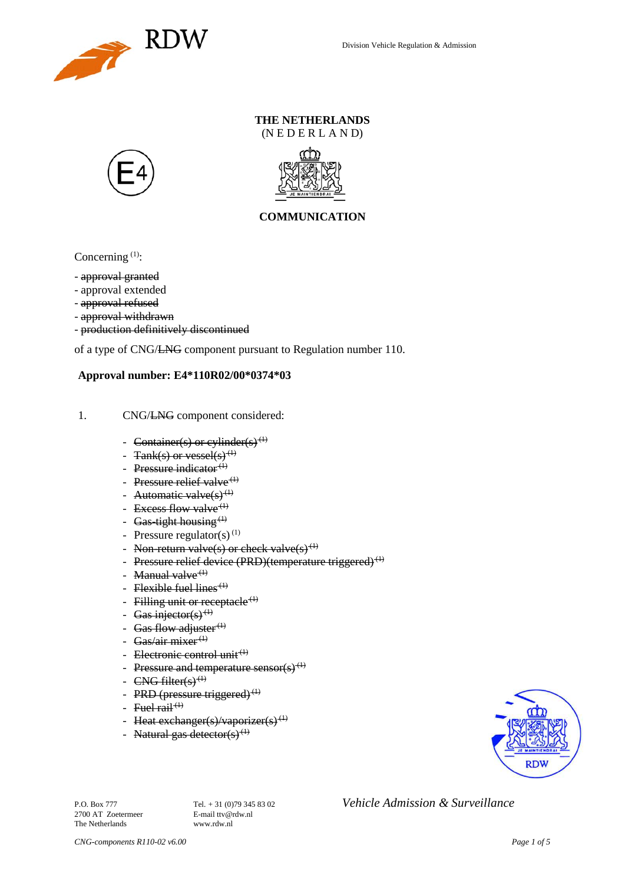Division Vehicle Regulation & Admission

**THE NETHERLANDS**
(N E D E R L A N D)

**COMMUNICATION**

Concerning [(1)]:

- ~~approval granted~~
- approval extended
- ~~approval refused~~
- ~~approval withdrawn~~
- ~~production definitively discontinued~~

of a type of CNG/~~LNG~~ component pursuant to Regulation number 110.

**Approval number: E4*110R02/00*0374*03**

1. CNG/~~LNG~~ component considered:

- ~~Container(s) or cylinder(s)~~ [(1)]
- ~~Tank(s) or vessel(s)~~ [(1)]
- ~~Pressure indicator~~ [(1)]
- ~~Pressure relief valve~~ [(1)]
- ~~Automatic valve(s)~~ [(1)]
- ~~Excess flow valve~~ [(1)]
- ~~Gas-tight housing~~ [(1)]
- Pressure regulator(s) [(1)]
- ~~Non-return valve(s) or check valve(s)~~ [(1)]
- ~~Pressure relief device (PRD)(temperature triggered)~~ [(1)]
- ~~Manual valve~~ [(1)]
- ~~Flexible fuel lines~~ [(1)]
- ~~Filling unit or receptacle~~ [(1)]
- ~~Gas injector(s)~~ [(1)]
- ~~Gas flow adjuster~~ [(1)]
- ~~Gas/air mixer~~ [(1)]
- ~~Electronic control unit~~ [(1)]
- ~~Pressure and temperature sensor(s)~~ [(1)]
- ~~CNG filter(s)~~ [(1)]
- ~~PRD (pressure triggered)~~ [(1)]
- ~~Fuel rail~~ [(1)]
- ~~Heat exchanger(s)/vaporizer(s)~~ [(1)]
- ~~Natural gas detector(s)~~ [(1)]

P.O. Box 777
2700 AT Zoetermeer
The Netherlands

Tel. + 31 (0)79 345 83 02
E-mail ttv@rdw.nl
www.rdw.nl

*Vehicle Admission & Surveillance*

*CNG-components R110-02 v6.00*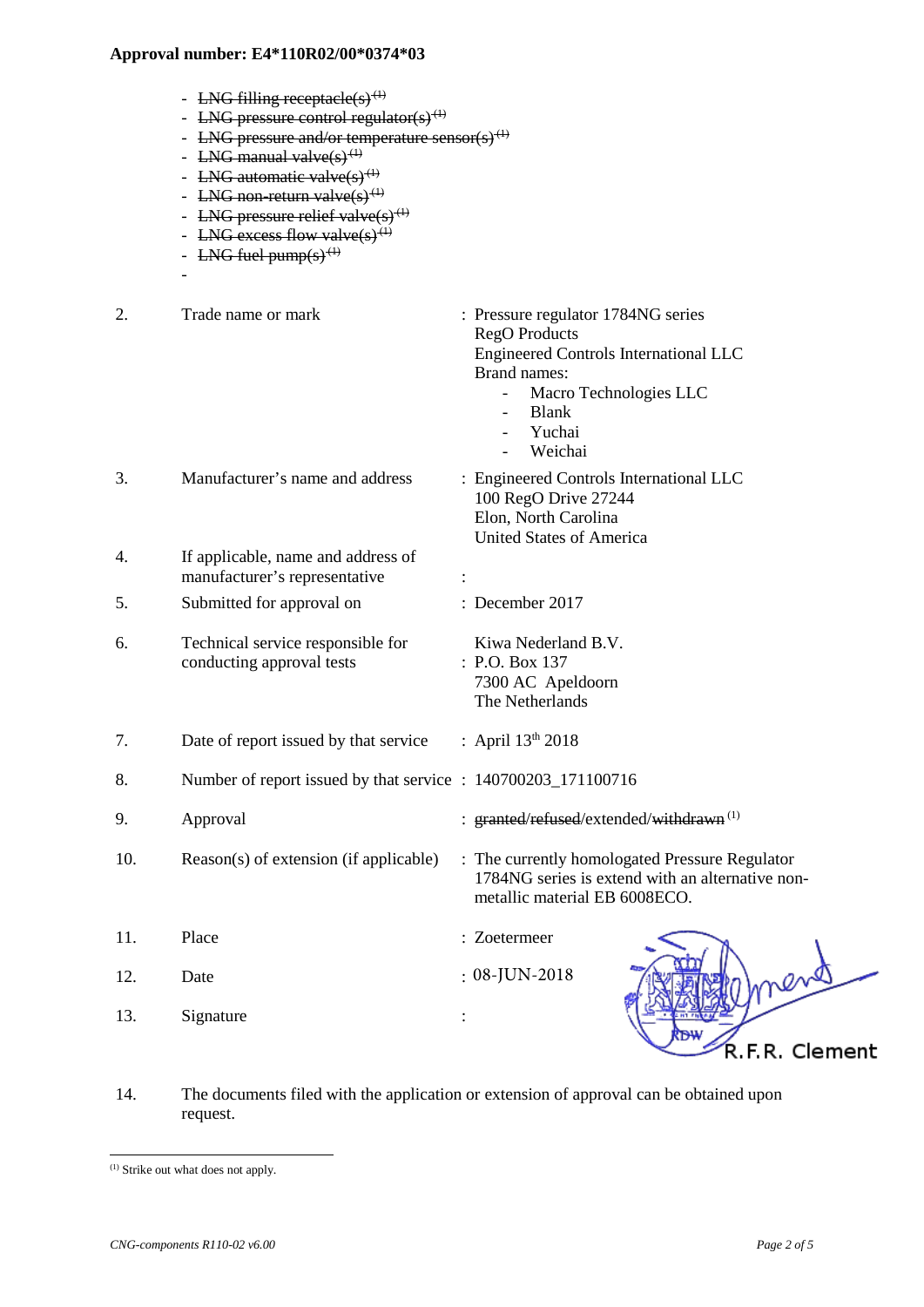**Approval number: E4*110R02/00*0374*03**

- ~~LNG filling receptacle(s)~~ [(1)]
- ~~LNG pressure control regulator(s)~~ [(1)]
- ~~LNG pressure and/or temperature sensor(s)~~ [(1)]
- ~~LNG manual valve(s)~~ [(1)]
- ~~LNG automatic valve(s)~~ [(1)]
- ~~LNG non-return valve(s)~~ [(1)]
- ~~LNG pressure relief valve(s)~~ [(1)]
- ~~LNG excess flow valve(s)~~ [(1)]
- ~~LNG fuel pump(s)~~ [(1)]
-

| | | |
|---|---|---|
| 2. | Trade name or mark | : Pressure regulator 1784NG series<br>RegO Products<br>Engineered Controls International LLC<br>Brand names:<br>- Macro Technologies LLC<br>- Blank<br>- Yuchai<br>- Weichai |
| 3. | Manufacturer's name and address | : Engineered Controls International LLC<br>100 RegO Drive 27244<br>Elon, North Carolina<br>United States of America |
| 4. | If applicable, name and address of manufacturer's representative | : |
| 5. | Submitted for approval on | : December 2017 |
| 6. | Technical service responsible for conducting approval tests | : Kiwa Nederland B.V.<br>P.O. Box 137<br>7300 AC Apeldoorn<br>The Netherlands |
| 7. | Date of report issued by that service | : April 13th 2018 |
| 8. | Number of report issued by that service | : 140700203_171100716 |
| 9. | Approval | : ~~granted~~/~~refused~~/extended/~~withdrawn~~ [(1)] |
| 10. | Reason(s) of extension (if applicable) | : The currently homologated Pressure Regulator 1784NG series is extend with an alternative non-metallic material EB 6008ECO. |
| 11. | Place | : Zoetermeer |
| 12. | Date | : 08-JUN-2018 |
| 13. | Signature | : R.F.R. Clement |

14. The documents filed with the application or extension of approval can be obtained upon request.

[(1)] Strike out what does not apply.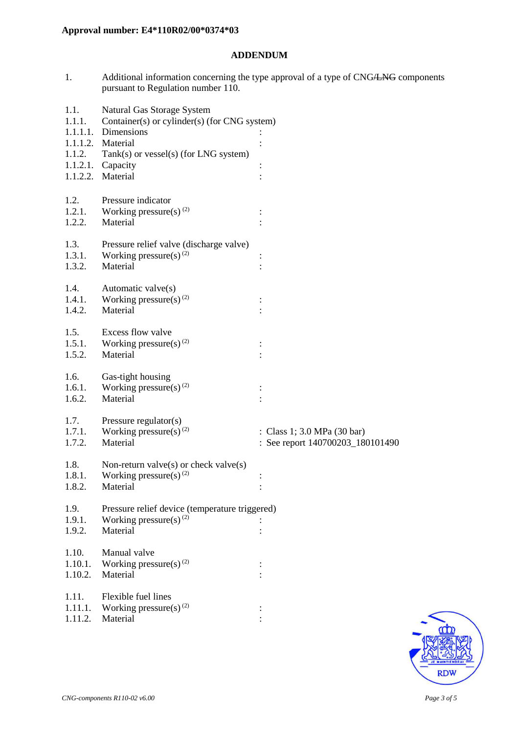**Approval number: E4*110R02/00*0374*03**

## ADDENDUM

1. Additional information concerning the type approval of a type of CNG/~~LNG~~ components pursuant to Regulation number 110.

| | | |
|---|---|---|
| 1.1. | Natural Gas Storage System | |
| 1.1.1. | Container(s) or cylinder(s) (for CNG system) | |
| 1.1.1.1. | Dimensions | : |
| 1.1.1.2. | Material | : |
| 1.1.2. | Tank(s) or vessel(s) (for LNG system) | |
| 1.1.2.1. | Capacity | : |
| 1.1.2.2. | Material | : |
| 1.2. | Pressure indicator | |
| 1.2.1. | Working pressure(s) (2) | : |
| 1.2.2. | Material | : |
| 1.3. | Pressure relief valve (discharge valve) | |
| 1.3.1. | Working pressure(s) (2) | : |
| 1.3.2. | Material | : |
| 1.4. | Automatic valve(s) | |
| 1.4.1. | Working pressure(s) (2) | : |
| 1.4.2. | Material | : |
| 1.5. | Excess flow valve | |
| 1.5.1. | Working pressure(s) (2) | : |
| 1.5.2. | Material | : |
| 1.6. | Gas-tight housing | |
| 1.6.1. | Working pressure(s) (2) | : |
| 1.6.2. | Material | : |
| 1.7. | Pressure regulator(s) | |
| 1.7.1. | Working pressure(s) (2) | : Class 1; 3.0 MPa (30 bar) |
| 1.7.2. | Material | : See report 140700203_180101490 |
| 1.8. | Non-return valve(s) or check valve(s) | |
| 1.8.1. | Working pressure(s) (2) | : |
| 1.8.2. | Material | : |
| 1.9. | Pressure relief device (temperature triggered) | |
| 1.9.1. | Working pressure(s) (2) | : |
| 1.9.2. | Material | : |
| 1.10. | Manual valve | |
| 1.10.1. | Working pressure(s) (2) | : |
| 1.10.2. | Material | : |
| 1.11. | Flexible fuel lines | |
| 1.11.1. | Working pressure(s) (2) | : |
| 1.11.2. | Material | : |

*CNG-components R110-02 v6.00*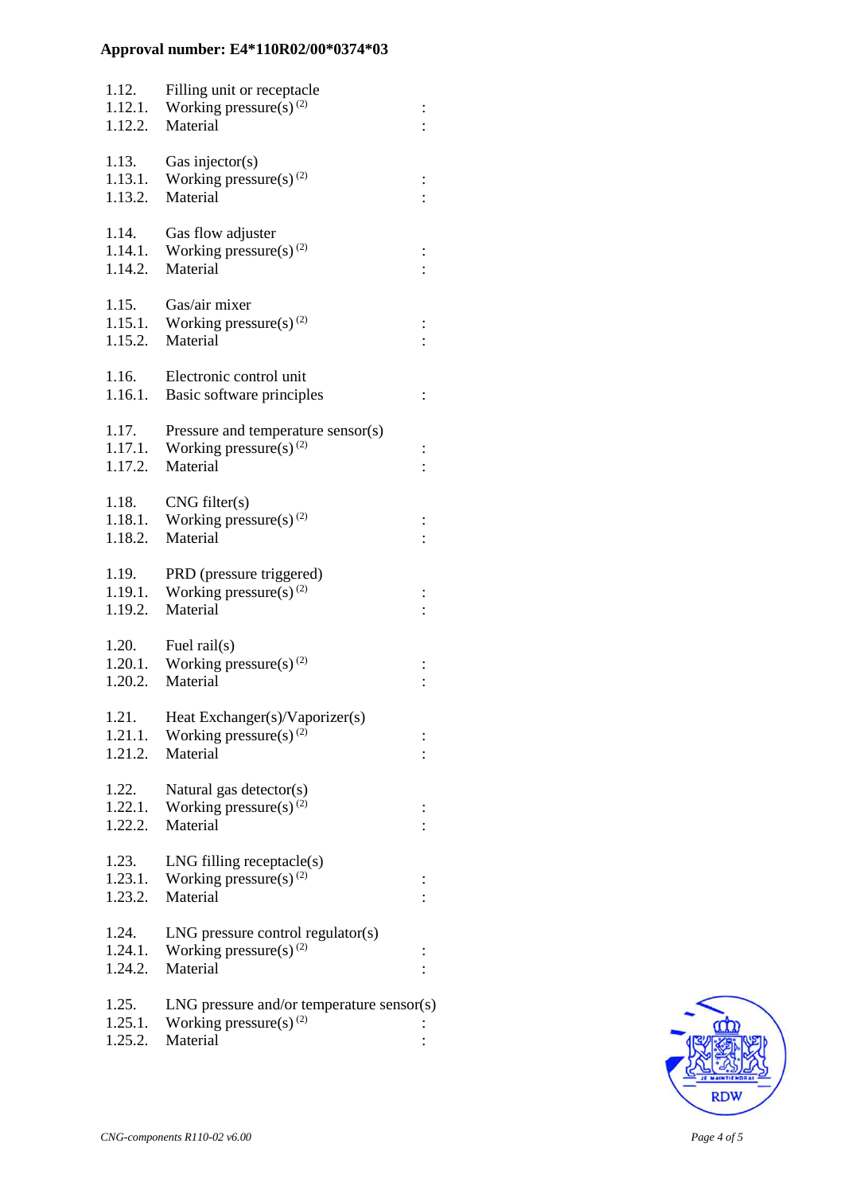**Approval number: E4*110R02/00*0374*03**

| | | |
|---|---|---|
| 1.12. | Filling unit or receptacle | |
| 1.12.1. | Working pressure(s) (2) | : |
| 1.12.2. | Material | : |
| | | |
| 1.13. | Gas injector(s) | |
| 1.13.1. | Working pressure(s) (2) | : |
| 1.13.2. | Material | : |
| | | |
| 1.14. | Gas flow adjuster | |
| 1.14.1. | Working pressure(s) (2) | : |
| 1.14.2. | Material | : |
| | | |
| 1.15. | Gas/air mixer | |
| 1.15.1. | Working pressure(s) (2) | : |
| 1.15.2. | Material | : |
| | | |
| 1.16. | Electronic control unit | |
| 1.16.1. | Basic software principles | : |
| | | |
| 1.17. | Pressure and temperature sensor(s) | |
| 1.17.1. | Working pressure(s) (2) | : |
| 1.17.2. | Material | : |
| | | |
| 1.18. | CNG filter(s) | |
| 1.18.1. | Working pressure(s) (2) | : |
| 1.18.2. | Material | : |
| | | |
| 1.19. | PRD (pressure triggered) | |
| 1.19.1. | Working pressure(s) (2) | : |
| 1.19.2. | Material | : |
| | | |
| 1.20. | Fuel rail(s) | |
| 1.20.1. | Working pressure(s) (2) | : |
| 1.20.2. | Material | : |
| | | |
| 1.21. | Heat Exchanger(s)/Vaporizer(s) | |
| 1.21.1. | Working pressure(s) (2) | : |
| 1.21.2. | Material | : |
| | | |
| 1.22. | Natural gas detector(s) | |
| 1.22.1. | Working pressure(s) (2) | : |
| 1.22.2. | Material | : |
| | | |
| 1.23. | LNG filling receptacle(s) | |
| 1.23.1. | Working pressure(s) (2) | : |
| 1.23.2. | Material | : |
| | | |
| 1.24. | LNG pressure control regulator(s) | |
| 1.24.1. | Working pressure(s) (2) | : |
| 1.24.2. | Material | : |
| | | |
| 1.25. | LNG pressure and/or temperature sensor(s) | |
| 1.25.1. | Working pressure(s) (2) | : |
| 1.25.2. | Material | : |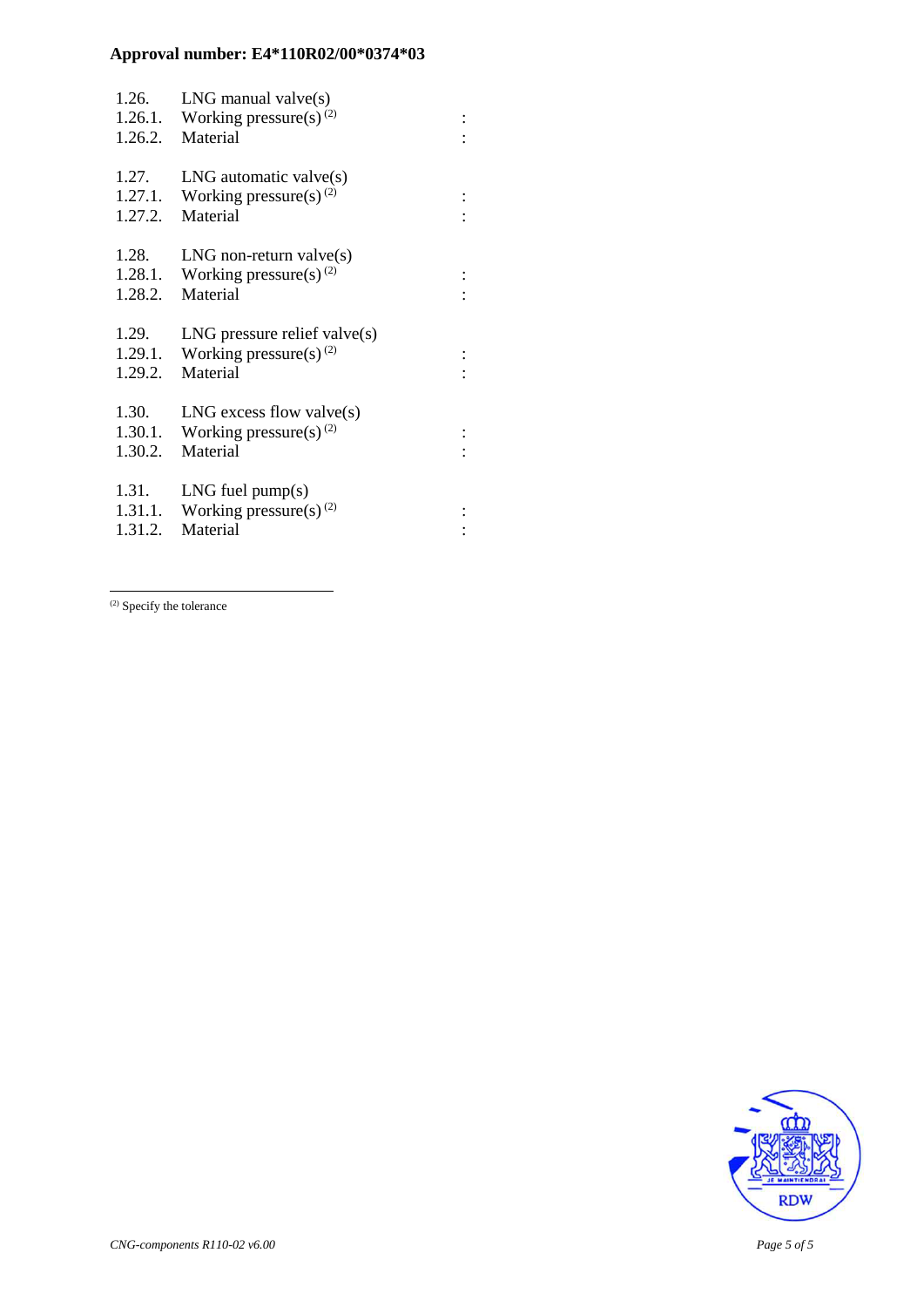**Approval number: E4*110R02/00*0374*03**

| | | |
|---|---|---|
| 1.26. | LNG manual valve(s) | |
| 1.26.1. | Working pressure(s) [(2)] | : |
| 1.26.2. | Material | : |
| 1.27. | LNG automatic valve(s) | |
| 1.27.1. | Working pressure(s) [(2)] | : |
| 1.27.2. | Material | : |
| 1.28. | LNG non-return valve(s) | |
| 1.28.1. | Working pressure(s) [(2)] | : |
| 1.28.2. | Material | : |
| 1.29. | LNG pressure relief valve(s) | |
| 1.29.1. | Working pressure(s) [(2)] | : |
| 1.29.2. | Material | : |
| 1.30. | LNG excess flow valve(s) | |
| 1.30.1. | Working pressure(s) [(2)] | : |
| 1.30.2. | Material | : |
| 1.31. | LNG fuel pump(s) | |
| 1.31.1. | Working pressure(s) [(2)] | : |
| 1.31.2. | Material | : |

---

[(2)] Specify the tolerance